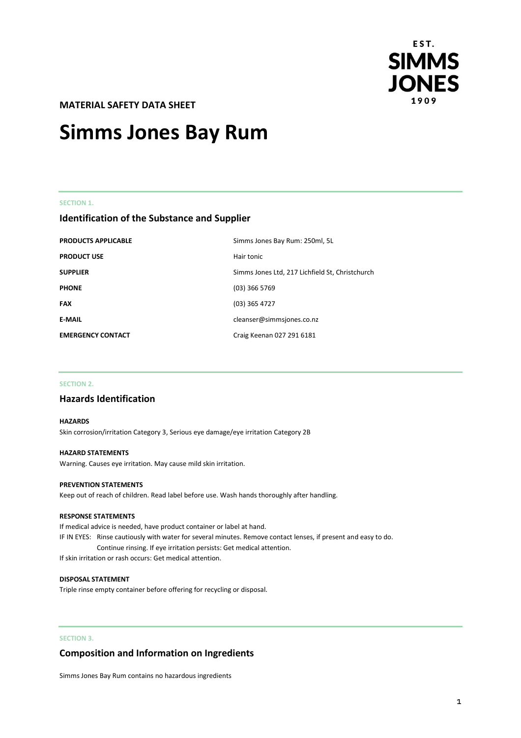EST. SIMMS JONES 1909

**MATERIAL SAFETY DATA SHEET**

# Simms Jones Bay Rum

SECTION 1.

## Identification of the Substance and Supplier

| | |
|---|---|
| **PRODUCTS APPLICABLE** | Simms Jones Bay Rum: 250ml, 5L |
| **PRODUCT USE** | Hair tonic |
| **SUPPLIER** | Simms Jones Ltd, 217 Lichfield St, Christchurch |
| **PHONE** | (03) 366 5769 |
| **FAX** | (03) 365 4727 |
| **E-MAIL** | cleanser@simmsjones.co.nz |
| **EMERGENCY CONTACT** | Craig Keenan 027 291 6181 |

SECTION 2.

## Hazards Identification

**HAZARDS**

Skin corrosion/irritation Category 3, Serious eye damage/eye irritation Category 2B

**HAZARD STATEMENTS**

Warning. Causes eye irritation. May cause mild skin irritation.

**PREVENTION STATEMENTS**

Keep out of reach of children. Read label before use. Wash hands thoroughly after handling.

**RESPONSE STATEMENTS**

If medical advice is needed, have product container or label at hand.

IF IN EYES: Rinse cautiously with water for several minutes. Remove contact lenses, if present and easy to do. Continue rinsing. If eye irritation persists: Get medical attention.

If skin irritation or rash occurs: Get medical attention.

**DISPOSAL STATEMENT**

Triple rinse empty container before offering for recycling or disposal.

SECTION 3.

## Composition and Information on Ingredients

Simms Jones Bay Rum contains no hazardous ingredients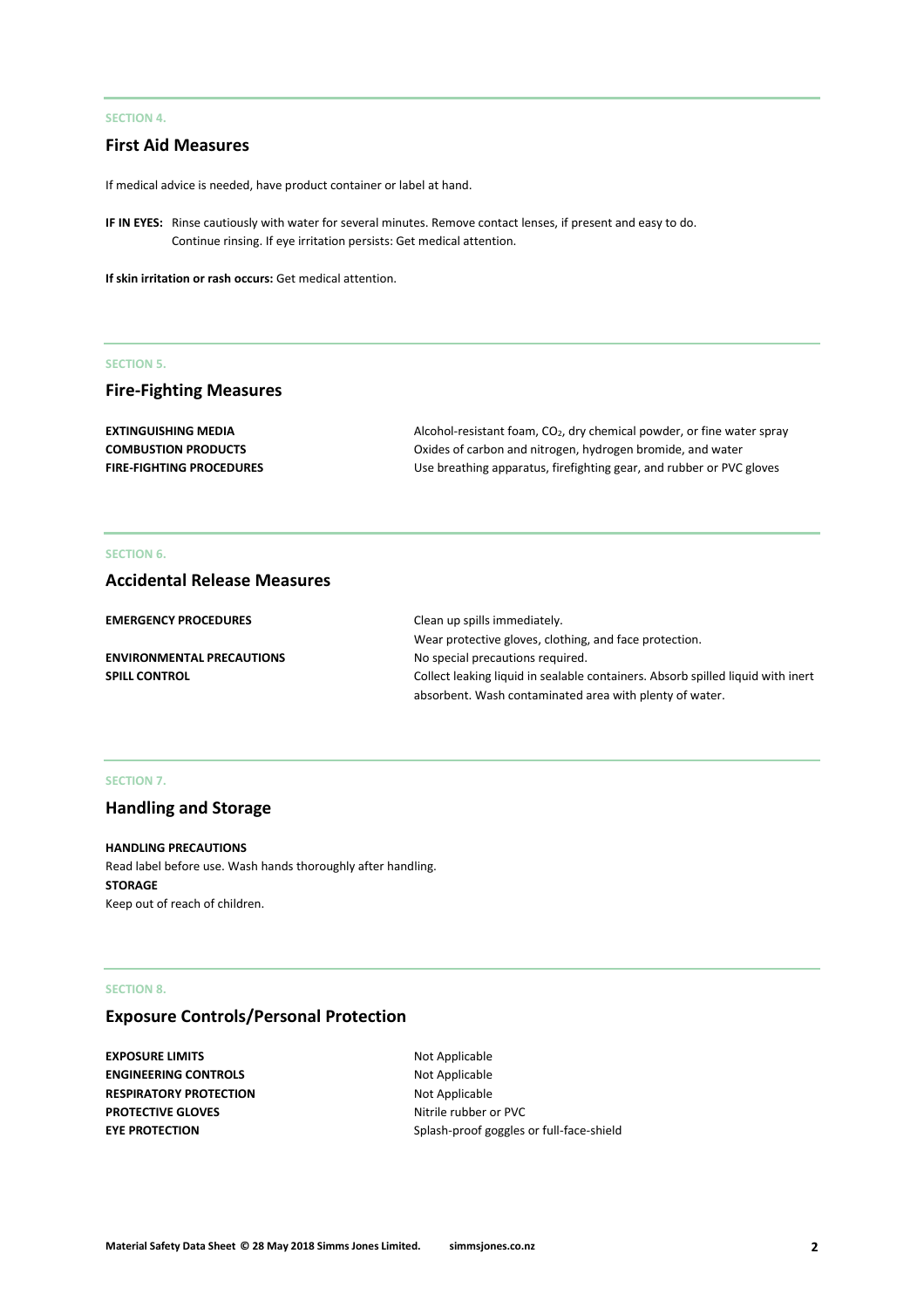SECTION 4.

## First Aid Measures

If medical advice is needed, have product container or label at hand.

**IF IN EYES:** Rinse cautiously with water for several minutes. Remove contact lenses, if present and easy to do. Continue rinsing. If eye irritation persists: Get medical attention.

**If skin irritation or rash occurs:** Get medical attention.

SECTION 5.

## Fire-Fighting Measures

| | |
|---|---|
| **EXTINGUISHING MEDIA** | Alcohol-resistant foam, $CO_2$, dry chemical powder, or fine water spray |
| **COMBUSTION PRODUCTS** | Oxides of carbon and nitrogen, hydrogen bromide, and water |
| **FIRE-FIGHTING PROCEDURES** | Use breathing apparatus, firefighting gear, and rubber or PVC gloves |

SECTION 6.

## Accidental Release Measures

| | |
|---|---|
| **EMERGENCY PROCEDURES** | Clean up spills immediately. Wear protective gloves, clothing, and face protection. |
| **ENVIRONMENTAL PRECAUTIONS** | No special precautions required. |
| **SPILL CONTROL** | Collect leaking liquid in sealable containers. Absorb spilled liquid with inert absorbent. Wash contaminated area with plenty of water. |

SECTION 7.

## Handling and Storage

**HANDLING PRECAUTIONS**
Read label before use. Wash hands thoroughly after handling.
**STORAGE**
Keep out of reach of children.

SECTION 8.

## Exposure Controls/Personal Protection

| | |
|---|---|
| **EXPOSURE LIMITS** | Not Applicable |
| **ENGINEERING CONTROLS** | Not Applicable |
| **RESPIRATORY PROTECTION** | Not Applicable |
| **PROTECTIVE GLOVES** | Nitrile rubber or PVC |
| **EYE PROTECTION** | Splash-proof goggles or full-face-shield |

**Material Safety Data Sheet © 28 May 2018 Simms Jones Limited.** **simmsjones.co.nz**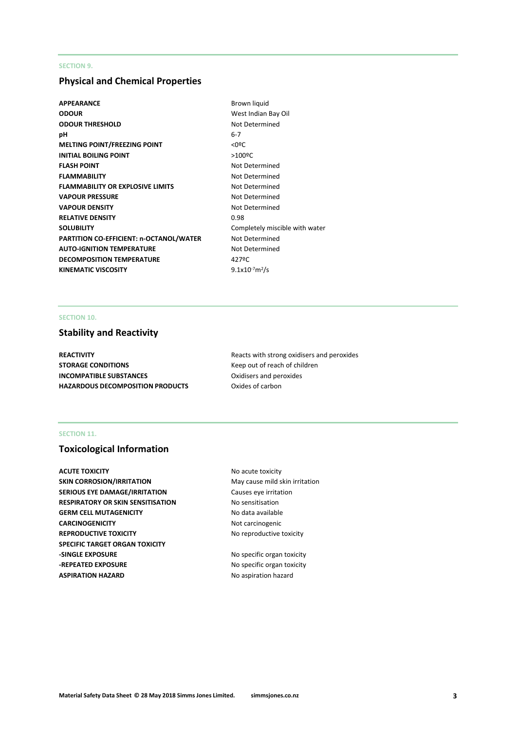SECTION 9.

## Physical and Chemical Properties

| | |
|---|---|
| **APPEARANCE** | Brown liquid |
| **ODOUR** | West Indian Bay Oil |
| **ODOUR THRESHOLD** | Not Determined |
| **pH** | 6-7 |
| **MELTING POINT/FREEZING POINT** | <0ºC |
| **INITIAL BOILING POINT** | >100ºC |
| **FLASH POINT** | Not Determined |
| **FLAMMABILITY** | Not Determined |
| **FLAMMABILITY OR EXPLOSIVE LIMITS** | Not Determined |
| **VAPOUR PRESSURE** | Not Determined |
| **VAPOUR DENSITY** | Not Determined |
| **RELATIVE DENSITY** | 0.98 |
| **SOLUBILITY** | Completely miscible with water |
| **PARTITION CO-EFFICIENT: n-OCTANOL/WATER** | Not Determined |
| **AUTO-IGNITION TEMPERATURE** | Not Determined |
| **DECOMPOSITION TEMPERATURE** | 427ºC |
| **KINEMATIC VISCOSITY** | $9.1x10^{-7}m^2/s$ |

SECTION 10.

## Stability and Reactivity

| | |
|---|---|
| **REACTIVITY** | Reacts with strong oxidisers and peroxides |
| **STORAGE CONDITIONS** | Keep out of reach of children |
| **INCOMPATIBLE SUBSTANCES** | Oxidisers and peroxides |
| **HAZARDOUS DECOMPOSITION PRODUCTS** | Oxides of carbon |

SECTION 11.

## Toxicological Information

| | |
|---|---|
| **ACUTE TOXICITY** | No acute toxicity |
| **SKIN CORROSION/IRRITATION** | May cause mild skin irritation |
| **SERIOUS EYE DAMAGE/IRRITATION** | Causes eye irritation |
| **RESPIRATORY OR SKIN SENSITISATION** | No sensitisation |
| **GERM CELL MUTAGENICITY** | No data available |
| **CARCINOGENICITY** | Not carcinogenic |
| **REPRODUCTIVE TOXICITY** | No reproductive toxicity |
| **SPECIFIC TARGET ORGAN TOXICITY** | |
| **-SINGLE EXPOSURE** | No specific organ toxicity |
| **-REPEATED EXPOSURE** | No specific organ toxicity |
| **ASPIRATION HAZARD** | No aspiration hazard |

**Material Safety Data Sheet © 28 May 2018 Simms Jones Limited. simmsjones.co.nz**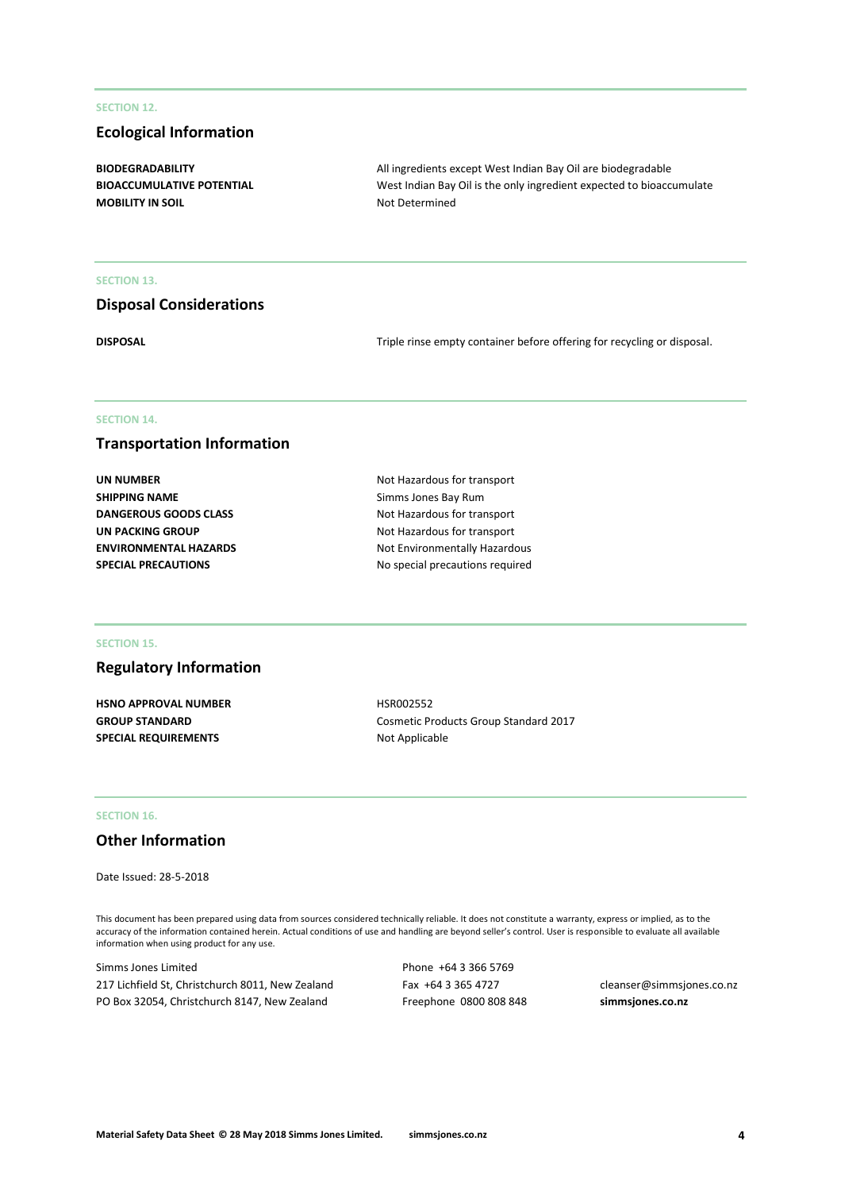SECTION 12.

## Ecological Information

| | |
|---|---|
| **BIODEGRADABILITY** | All ingredients except West Indian Bay Oil are biodegradable |
| **BIOACCUMULATIVE POTENTIAL** | West Indian Bay Oil is the only ingredient expected to bioaccumulate |
| **MOBILITY IN SOIL** | Not Determined |

SECTION 13.

## Disposal Considerations

| | |
|---|---|
| **DISPOSAL** | Triple rinse empty container before offering for recycling or disposal. |

SECTION 14.

## Transportation Information

| | |
|---|---|
| **UN NUMBER** | Not Hazardous for transport |
| **SHIPPING NAME** | Simms Jones Bay Rum |
| **DANGEROUS GOODS CLASS** | Not Hazardous for transport |
| **UN PACKING GROUP** | Not Hazardous for transport |
| **ENVIRONMENTAL HAZARDS** | Not Environmentally Hazardous |
| **SPECIAL PRECAUTIONS** | No special precautions required |

SECTION 15.

## Regulatory Information

| | |
|---|---|
| **HSNO APPROVAL NUMBER** | HSR002552 |
| **GROUP STANDARD** | Cosmetic Products Group Standard 2017 |
| **SPECIAL REQUIREMENTS** | Not Applicable |

SECTION 16.

## Other Information

Date Issued: 28-5-2018

This document has been prepared using data from sources considered technically reliable. It does not constitute a warranty, express or implied, as to the accuracy of the information contained herein. Actual conditions of use and handling are beyond seller's control. User is responsible to evaluate all available information when using product for any use.

Simms Jones Limited
217 Lichfield St, Christchurch 8011, New Zealand
PO Box 32054, Christchurch 8147, New Zealand

Phone +64 3 366 5769
Fax +64 3 365 4727
Freephone 0800 808 848

cleanser@simmsjones.co.nz
**simmsjones.co.nz**